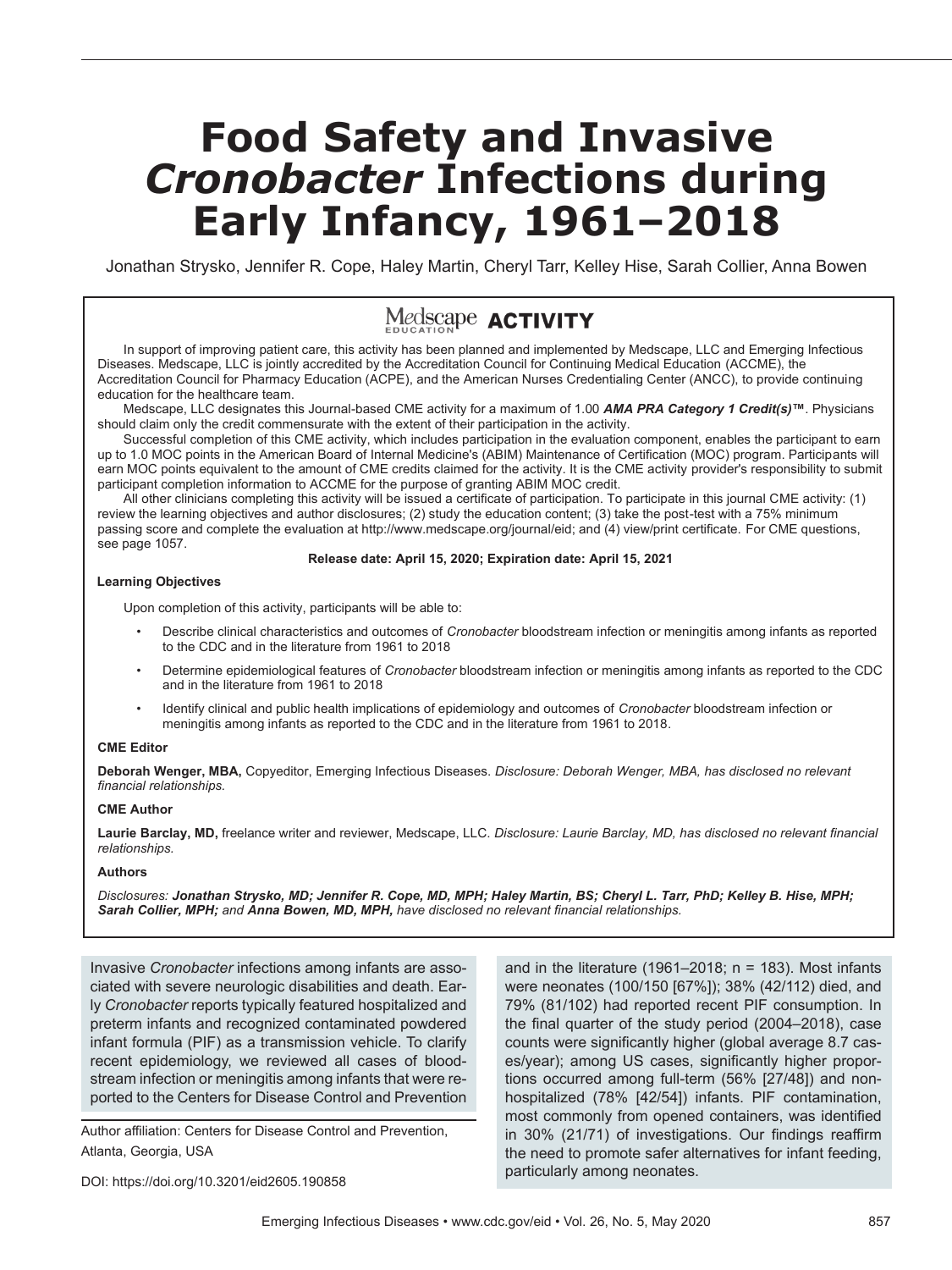# Food Safety and Invasive *Cronobacter* Infections during Early Infancy, 1961–2018

Jonathan Strysko, Jennifer R. Cope, Haley Martin, Cheryl Tarr, Kelley Hise, Sarah Collier, Anna Bowen

## Medscape ACTIVITY

In support of improving patient care, this activity has been planned and implemented by Medscape, LLC and Emerging Infectious Diseases. Medscape, LLC is jointly accredited by the Accreditation Council for Continuing Medical Education (ACCME), the Accreditation Council for Pharmacy Education (ACPE), and the American Nurses Credentialing Center (ANCC), to provide continuing education for the healthcare team.

Medscape, LLC designates this Journal-based CME activity for a maximum of 1.00 ***AMA PRA Category 1 Credit(s)™***. Physicians should claim only the credit commensurate with the extent of their participation in the activity.

Successful completion of this CME activity, which includes participation in the evaluation component, enables the participant to earn up to 1.0 MOC points in the American Board of Internal Medicine's (ABIM) Maintenance of Certification (MOC) program. Participants will earn MOC points equivalent to the amount of CME credits claimed for the activity. It is the CME activity provider's responsibility to submit participant completion information to ACCME for the purpose of granting ABIM MOC credit.

All other clinicians completing this activity will be issued a certificate of participation. To participate in this journal CME activity: (1) review the learning objectives and author disclosures; (2) study the education content; (3) take the post-test with a 75% minimum passing score and complete the evaluation at http://www.medscape.org/journal/eid; and (4) view/print certificate. For CME questions, see page 1057.

**Release date: April 15, 2020; Expiration date: April 15, 2021**

**Learning Objectives**

Upon completion of this activity, participants will be able to:

- Describe clinical characteristics and outcomes of *Cronobacter* bloodstream infection or meningitis among infants as reported to the CDC and in the literature from 1961 to 2018
- Determine epidemiological features of *Cronobacter* bloodstream infection or meningitis among infants as reported to the CDC and in the literature from 1961 to 2018
- Identify clinical and public health implications of epidemiology and outcomes of *Cronobacter* bloodstream infection or meningitis among infants as reported to the CDC and in the literature from 1961 to 2018.

**CME Editor**

**Deborah Wenger, MBA,** Copyeditor, Emerging Infectious Diseases. *Disclosure: Deborah Wenger, MBA, has disclosed no relevant financial relationships.*

**CME Author**

**Laurie Barclay, MD,** freelance writer and reviewer, Medscape, LLC. *Disclosure: Laurie Barclay, MD, has disclosed no relevant financial relationships.*

**Authors**

*Disclosures:* ***Jonathan Strysko, MD; Jennifer R. Cope, MD, MPH; Haley Martin, BS; Cheryl L. Tarr, PhD; Kelley B. Hise, MPH; Sarah Collier, MPH;*** *and* ***Anna Bowen, MD, MPH,*** *have disclosed no relevant financial relationships.*

Invasive *Cronobacter* infections among infants are associated with severe neurologic disabilities and death. Early *Cronobacter* reports typically featured hospitalized and preterm infants and recognized contaminated powdered infant formula (PIF) as a transmission vehicle. To clarify recent epidemiology, we reviewed all cases of bloodstream infection or meningitis among infants that were reported to the Centers for Disease Control and Prevention and in the literature (1961–2018; n = 183). Most infants were neonates (100/150 [67%]); 38% (42/112) died, and 79% (81/102) had reported recent PIF consumption. In the final quarter of the study period (2004–2018), case counts were significantly higher (global average 8.7 cases/year); among US cases, significantly higher proportions occurred among full-term (56% [27/48]) and nonhospitalized (78% [42/54]) infants. PIF contamination, most commonly from opened containers, was identified in 30% (21/71) of investigations. Our findings reaffirm the need to promote safer alternatives for infant feeding, particularly among neonates.

Author affiliation: Centers for Disease Control and Prevention, Atlanta, Georgia, USA

DOI: https://doi.org/10.3201/eid2605.190858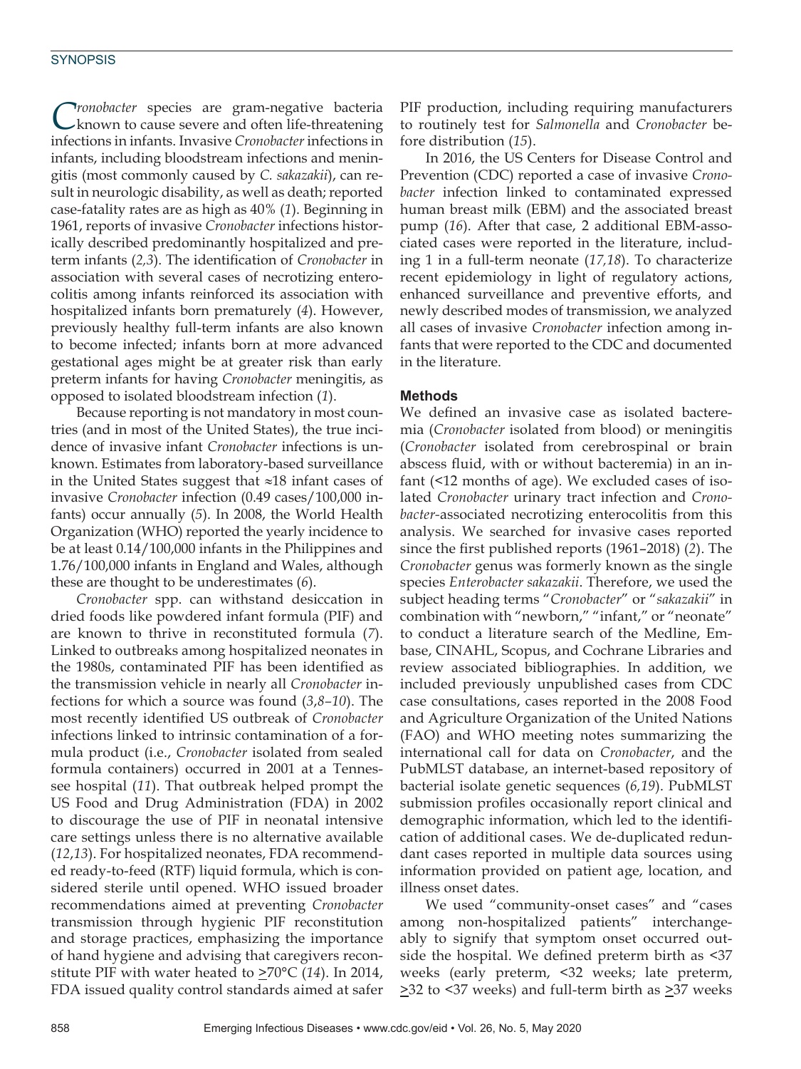*Cronobacter* species are gram-negative bacteria known to cause severe and often life-threatening infections in infants. Invasive *Cronobacter* infections in infants, including bloodstream infections and meningitis (most commonly caused by *C. sakazakii*), can result in neurologic disability, as well as death; reported case-fatality rates are as high as 40% (*1*). Beginning in 1961, reports of invasive *Cronobacter* infections historically described predominantly hospitalized and preterm infants (*2,3*). The identification of *Cronobacter* in association with several cases of necrotizing enterocolitis among infants reinforced its association with hospitalized infants born prematurely (*4*). However, previously healthy full-term infants are also known to become infected; infants born at more advanced gestational ages might be at greater risk than early preterm infants for having *Cronobacter* meningitis, as opposed to isolated bloodstream infection (*1*).

Because reporting is not mandatory in most countries (and in most of the United States), the true incidence of invasive infant *Cronobacter* infections is unknown. Estimates from laboratory-based surveillance in the United States suggest that ≈18 infant cases of invasive *Cronobacter* infection (0.49 cases/100,000 infants) occur annually (*5*). In 2008, the World Health Organization (WHO) reported the yearly incidence to be at least 0.14/100,000 infants in the Philippines and 1.76/100,000 infants in England and Wales, although these are thought to be underestimates (*6*).

*Cronobacter* spp. can withstand desiccation in dried foods like powdered infant formula (PIF) and are known to thrive in reconstituted formula (*7*). Linked to outbreaks among hospitalized neonates in the 1980s, contaminated PIF has been identified as the transmission vehicle in nearly all *Cronobacter* infections for which a source was found (*3,8–10*). The most recently identified US outbreak of *Cronobacter* infections linked to intrinsic contamination of a formula product (i.e., *Cronobacter* isolated from sealed formula containers) occurred in 2001 at a Tennessee hospital (*11*). That outbreak helped prompt the US Food and Drug Administration (FDA) in 2002 to discourage the use of PIF in neonatal intensive care settings unless there is no alternative available (*12,13*). For hospitalized neonates, FDA recommended ready-to-feed (RTF) liquid formula, which is considered sterile until opened. WHO issued broader recommendations aimed at preventing *Cronobacter* transmission through hygienic PIF reconstitution and storage practices, emphasizing the importance of hand hygiene and advising that caregivers reconstitute PIF with water heated to ≥70°C (*14*). In 2014, FDA issued quality control standards aimed at safer PIF production, including requiring manufacturers to routinely test for *Salmonella* and *Cronobacter* before distribution (*15*).

In 2016, the US Centers for Disease Control and Prevention (CDC) reported a case of invasive *Cronobacter* infection linked to contaminated expressed human breast milk (EBM) and the associated breast pump (*16*). After that case, 2 additional EBM-associated cases were reported in the literature, including 1 in a full-term neonate (*17,18*). To characterize recent epidemiology in light of regulatory actions, enhanced surveillance and preventive efforts, and newly described modes of transmission, we analyzed all cases of invasive *Cronobacter* infection among infants that were reported to the CDC and documented in the literature.

## Methods

We defined an invasive case as isolated bacteremia (*Cronobacter* isolated from blood) or meningitis (*Cronobacter* isolated from cerebrospinal or brain abscess fluid, with or without bacteremia) in an infant (<12 months of age). We excluded cases of isolated *Cronobacter* urinary tract infection and *Cronobacter*-associated necrotizing enterocolitis from this analysis. We searched for invasive cases reported since the first published reports (1961–2018) (*2*). The *Cronobacter* genus was formerly known as the single species *Enterobacter sakazakii*. Therefore, we used the subject heading terms "*Cronobacter*" or "*sakazakii*" in combination with "newborn," "infant," or "neonate" to conduct a literature search of the Medline, Embase, CINAHL, Scopus, and Cochrane Libraries and review associated bibliographies. In addition, we included previously unpublished cases from CDC case consultations, cases reported in the 2008 Food and Agriculture Organization of the United Nations (FAO) and WHO meeting notes summarizing the international call for data on *Cronobacter*, and the PubMLST database, an internet-based repository of bacterial isolate genetic sequences (*6,19*). PubMLST submission profiles occasionally report clinical and demographic information, which led to the identification of additional cases. We de-duplicated redundant cases reported in multiple data sources using information provided on patient age, location, and illness onset dates.

We used "community-onset cases" and "cases among non-hospitalized patients" interchangeably to signify that symptom onset occurred outside the hospital. We defined preterm birth as <37 weeks (early preterm, <32 weeks; late preterm, ≥32 to <37 weeks) and full-term birth as ≥37 weeks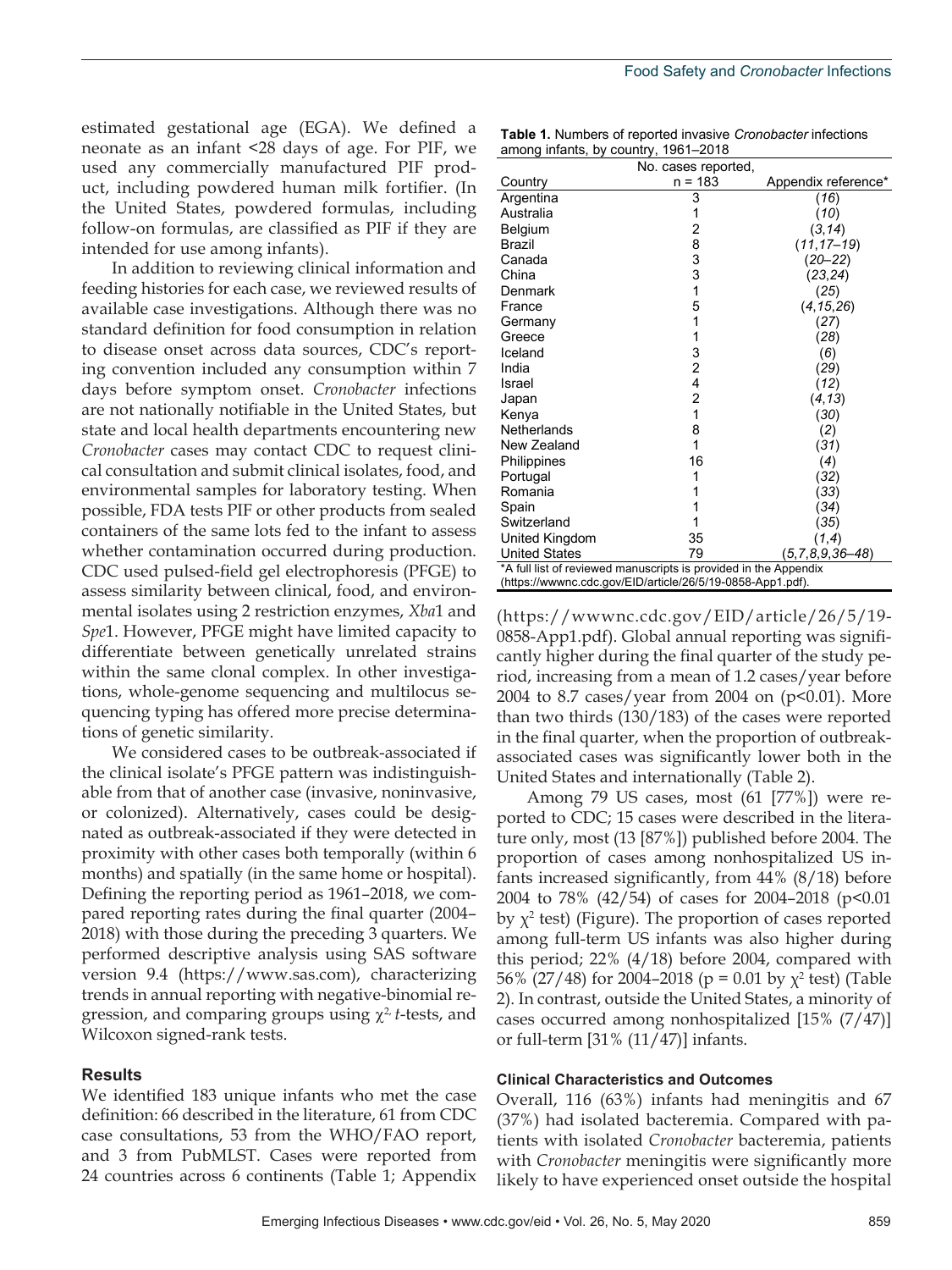estimated gestational age (EGA). We defined a neonate as an infant <28 days of age. For PIF, we used any commercially manufactured PIF product, including powdered human milk fortifier. (In the United States, powdered formulas, including follow-on formulas, are classified as PIF if they are intended for use among infants).

In addition to reviewing clinical information and feeding histories for each case, we reviewed results of available case investigations. Although there was no standard definition for food consumption in relation to disease onset across data sources, CDC's reporting convention included any consumption within 7 days before symptom onset. *Cronobacter* infections are not nationally notifiable in the United States, but state and local health departments encountering new *Cronobacter* cases may contact CDC to request clinical consultation and submit clinical isolates, food, and environmental samples for laboratory testing. When possible, FDA tests PIF or other products from sealed containers of the same lots fed to the infant to assess whether contamination occurred during production. CDC used pulsed-field gel electrophoresis (PFGE) to assess similarity between clinical, food, and environmental isolates using 2 restriction enzymes, *Xba*1 and *Spe*1. However, PFGE might have limited capacity to differentiate between genetically unrelated strains within the same clonal complex. In other investigations, whole-genome sequencing and multilocus sequencing typing has offered more precise determinations of genetic similarity.

We considered cases to be outbreak-associated if the clinical isolate's PFGE pattern was indistinguishable from that of another case (invasive, noninvasive, or colonized). Alternatively, cases could be designated as outbreak-associated if they were detected in proximity with other cases both temporally (within 6 months) and spatially (in the same home or hospital). Defining the reporting period as 1961–2018, we compared reporting rates during the final quarter (2004–2018) with those during the preceding 3 quarters. We performed descriptive analysis using SAS software version 9.4 (https://www.sas.com), characterizing trends in annual reporting with negative-binomial regression, and comparing groups using $\chi^2$, *t*-tests, and Wilcoxon signed-rank tests.

## Results

We identified 183 unique infants who met the case definition: 66 described in the literature, 61 from CDC case consultations, 53 from the WHO/FAO report, and 3 from PubMLST. Cases were reported from 24 countries across 6 continents (Table 1; Appendix (https://wwwnc.cdc.gov/EID/article/26/5/19-0858-App1.pdf). Global annual reporting was significantly higher during the final quarter of the study period, increasing from a mean of 1.2 cases/year before 2004 to 8.7 cases/year from 2004 on (p<0.01). More than two thirds (130/183) of the cases were reported in the final quarter, when the proportion of outbreak-associated cases was significantly lower both in the United States and internationally (Table 2).

**Table 1.** Numbers of reported invasive *Cronobacter* infections among infants, by country, 1961–2018

| Country | No. cases reported, n = 183 | Appendix reference* |
|---|---|---|
| Argentina | 3 | (*16*) |
| Australia | 1 | (*10*) |
| Belgium | 2 | (*3,14*) |
| Brazil | 8 | (*11,17–19*) |
| Canada | 3 | (*20–22*) |
| China | 3 | (*23,24*) |
| Denmark | 1 | (*25*) |
| France | 5 | (*4,15,26*) |
| Germany | 1 | (*27*) |
| Greece | 1 | (*28*) |
| Iceland | 3 | (*6*) |
| India | 2 | (*29*) |
| Israel | 4 | (*12*) |
| Japan | 2 | (*4,13*) |
| Kenya | 1 | (*30*) |
| Netherlands | 8 | (*2*) |
| New Zealand | 1 | (*31*) |
| Philippines | 16 | (*4*) |
| Portugal | 1 | (*32*) |
| Romania | 1 | (*33*) |
| Spain | 1 | (*34*) |
| Switzerland | 1 | (*35*) |
| United Kingdom | 35 | (*1,4*) |
| United States | 79 | (*5,7,8,9,36–48*) |

*A full list of reviewed manuscripts is provided in the Appendix (https://wwwnc.cdc.gov/EID/article/26/5/19-0858-App1.pdf).

Among 79 US cases, most (61 [77%]) were reported to CDC; 15 cases were described in the literature only, most (13 [87%]) published before 2004. The proportion of cases among nonhospitalized US infants increased significantly, from 44% (8/18) before 2004 to 78% (42/54) of cases for 2004–2018 (p<0.01 by $\chi^2$ test) (Figure). The proportion of cases reported among full-term US infants was also higher during this period; 22% (4/18) before 2004, compared with 56% (27/48) for 2004–2018 (p = 0.01 by $\chi^2$ test) (Table 2). In contrast, outside the United States, a minority of cases occurred among nonhospitalized [15% (7/47)] or full-term [31% (11/47)] infants.

### Clinical Characteristics and Outcomes

Overall, 116 (63%) infants had meningitis and 67 (37%) had isolated bacteremia. Compared with patients with isolated *Cronobacter* bacteremia, patients with *Cronobacter* meningitis were significantly more likely to have experienced onset outside the hospital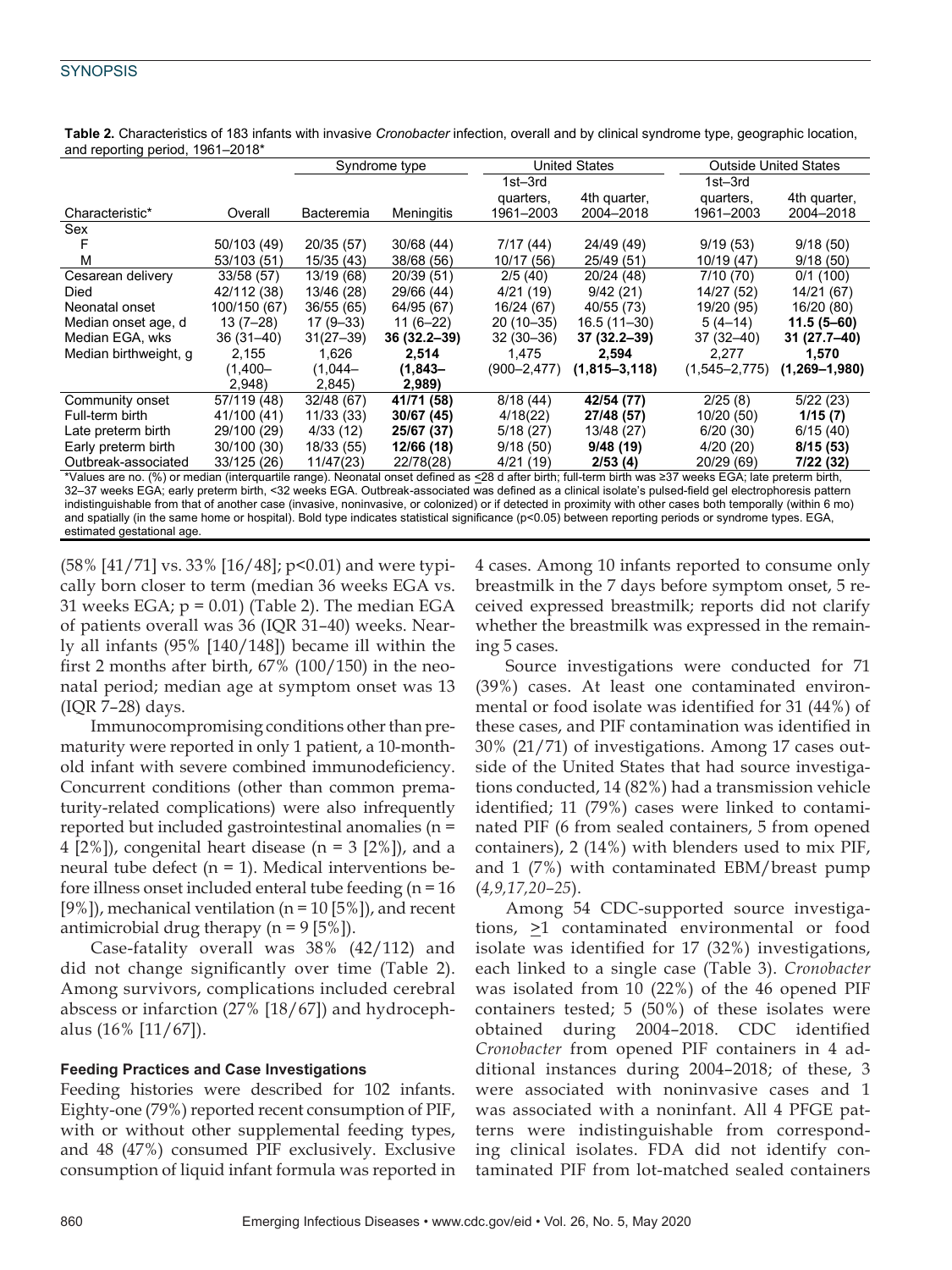**Table 2.** Characteristics of 183 infants with invasive *Cronobacter* infection, overall and by clinical syndrome type, geographic location, and reporting period, 1961–2018*

| Characteristic* | Overall | Syndrome type: Bacteremia | Syndrome type: Meningitis | United States: 1st–3rd quarters, 1961–2003 | United States: 4th quarter, 2004–2018 | Outside United States: 1st–3rd quarters, 1961–2003 | Outside United States: 4th quarter, 2004–2018 |
|---|---|---|---|---|---|---|---|
| Sex | | | | | | | |
| F | 50/103 (49) | 20/35 (57) | 30/68 (44) | 7/17 (44) | 24/49 (49) | 9/19 (53) | 9/18 (50) |
| M | 53/103 (51) | 15/35 (43) | 38/68 (56) | 10/17 (56) | 25/49 (51) | 10/19 (47) | 9/18 (50) |
| Cesarean delivery | 33/58 (57) | 13/19 (68) | 20/39 (51) | 2/5 (40) | 20/24 (48) | 7/10 (70) | 0/1 (100) |
| Died | 42/112 (38) | 13/46 (28) | 29/66 (44) | 4/21 (19) | 9/42 (21) | 14/27 (52) | 14/21 (67) |
| Neonatal onset | 100/150 (67) | 36/55 (65) | 64/95 (67) | 16/24 (67) | 40/55 (73) | 19/20 (95) | 16/20 (80) |
| Median onset age, d | 13 (7–28) | 17 (9–33) | 11 (6–22) | 20 (10–35) | 16.5 (11–30) | 5 (4–14) | **11.5 (5–60)** |
| Median EGA, wks | 36 (31–40) | 31(27–39) | **36 (32.2–39)** | 32 (30–36) | **37 (32.2–39)** | 37 (32–40) | **31 (27.7–40)** |
| Median birthweight, g | 2,155 (1,400–2,948) | 1,626 (1,044–2,845) | **2,514 (1,843–2,989)** | 1,475 (900–2,477) | **2,594 (1,815–3,118)** | 2,277 (1,545–2,775) | **1,570 (1,269–1,980)** |
| Community onset | 57/119 (48) | 32/48 (67) | **41/71 (58)** | 8/18 (44) | **42/54 (77)** | 2/25 (8) | 5/22 (23) |
| Full-term birth | 41/100 (41) | 11/33 (33) | **30/67 (45)** | 4/18(22) | **27/48 (57)** | 10/20 (50) | **1/15 (7)** |
| Late preterm birth | 29/100 (29) | 4/33 (12) | **25/67 (37)** | 5/18 (27) | 13/48 (27) | 6/20 (30) | 6/15 (40) |
| Early preterm birth | 30/100 (30) | 18/33 (55) | **12/66 (18)** | 9/18 (50) | **9/48 (19)** | 4/20 (20) | **8/15 (53)** |
| Outbreak-associated | 33/125 (26) | 11/47(23) | 22/78(28) | 4/21 (19) | **2/53 (4)** | 20/29 (69) | **7/22 (32)** |

*Values are no. (%) or median (interquartile range). Neonatal onset defined as ≤28 d after birth; full-term birth was ≥37 weeks EGA; late preterm birth, 32–37 weeks EGA; early preterm birth, <32 weeks EGA. Outbreak-associated was defined as a clinical isolate's pulsed-field gel electrophoresis pattern indistinguishable from that of another case (invasive, noninvasive, or colonized) or if detected in proximity with other cases both temporally (within 6 mo) and spatially (in the same home or hospital). Bold type indicates statistical significance (p<0.05) between reporting periods or syndrome types. EGA, estimated gestational age.

(58% [41/71] vs. 33% [16/48]; p<0.01) and were typically born closer to term (median 36 weeks EGA vs. 31 weeks EGA; p = 0.01) (Table 2). The median EGA of patients overall was 36 (IQR 31–40) weeks. Nearly all infants (95% [140/148]) became ill within the first 2 months after birth, 67% (100/150) in the neonatal period; median age at symptom onset was 13 (IQR 7–28) days.

Immunocompromising conditions other than prematurity were reported in only 1 patient, a 10-month-old infant with severe combined immunodeficiency. Concurrent conditions (other than common prematurity-related complications) were also infrequently reported but included gastrointestinal anomalies (n = 4 [2%]), congenital heart disease (n = 3 [2%]), and a neural tube defect (n = 1). Medical interventions before illness onset included enteral tube feeding (n = 16 [9%]), mechanical ventilation (n = 10 [5%]), and recent antimicrobial drug therapy (n = 9 [5%]).

Case-fatality overall was 38% (42/112) and did not change significantly over time (Table 2). Among survivors, complications included cerebral abscess or infarction (27% [18/67]) and hydrocephalus (16% [11/67]).

### Feeding Practices and Case Investigations

Feeding histories were described for 102 infants. Eighty-one (79%) reported recent consumption of PIF, with or without other supplemental feeding types, and 48 (47%) consumed PIF exclusively. Exclusive consumption of liquid infant formula was reported in 4 cases. Among 10 infants reported to consume only breastmilk in the 7 days before symptom onset, 5 received expressed breastmilk; reports did not clarify whether the breastmilk was expressed in the remaining 5 cases.

Source investigations were conducted for 71 (39%) cases. At least one contaminated environmental or food isolate was identified for 31 (44%) of these cases, and PIF contamination was identified in 30% (21/71) of investigations. Among 17 cases outside of the United States that had source investigations conducted, 14 (82%) had a transmission vehicle identified; 11 (79%) cases were linked to contaminated PIF (6 from sealed containers, 5 from opened containers), 2 (14%) with blenders used to mix PIF, and 1 (7%) with contaminated EBM/breast pump (*4,9,17,20–25*).

Among 54 CDC-supported source investigations, ≥1 contaminated environmental or food isolate was identified for 17 (32%) investigations, each linked to a single case (Table 3). *Cronobacter* was isolated from 10 (22%) of the 46 opened PIF containers tested; 5 (50%) of these isolates were obtained during 2004–2018. CDC identified *Cronobacter* from opened PIF containers in 4 additional instances during 2004–2018; of these, 3 were associated with noninvasive cases and 1 was associated with a noninfant. All 4 PFGE patterns were indistinguishable from corresponding clinical isolates. FDA did not identify contaminated PIF from lot-matched sealed containers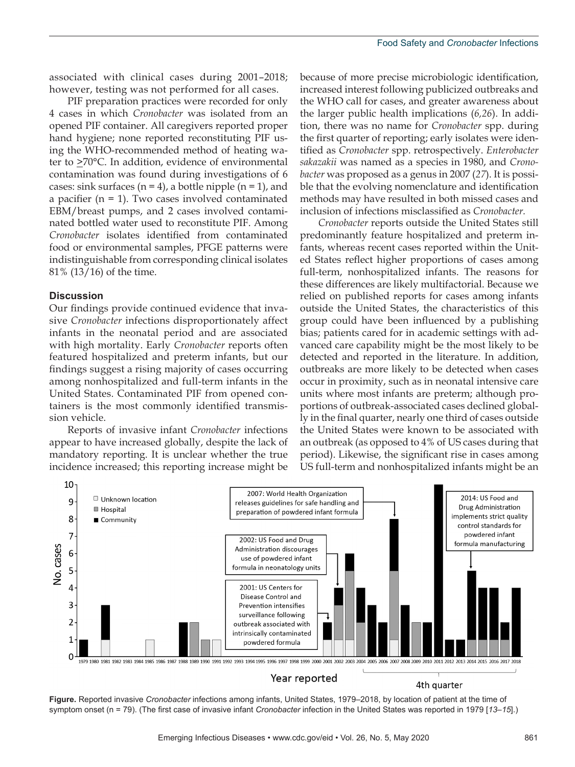associated with clinical cases during 2001–2018; however, testing was not performed for all cases.

PIF preparation practices were recorded for only 4 cases in which *Cronobacter* was isolated from an opened PIF container. All caregivers reported proper hand hygiene; none reported reconstituting PIF using the WHO-recommended method of heating water to ≥70°C. In addition, evidence of environmental contamination was found during investigations of 6 cases: sink surfaces (n = 4), a bottle nipple (n = 1), and a pacifier (n = 1). Two cases involved contaminated EBM/breast pumps, and 2 cases involved contaminated bottled water used to reconstitute PIF. Among *Cronobacter* isolates identified from contaminated food or environmental samples, PFGE patterns were indistinguishable from corresponding clinical isolates 81% (13/16) of the time.

## Discussion

Our findings provide continued evidence that invasive *Cronobacter* infections disproportionately affect infants in the neonatal period and are associated with high mortality. Early *Cronobacter* reports often featured hospitalized and preterm infants, but our findings suggest a rising majority of cases occurring among nonhospitalized and full-term infants in the United States. Contaminated PIF from opened containers is the most commonly identified transmission vehicle.

Reports of invasive infant *Cronobacter* infections appear to have increased globally, despite the lack of mandatory reporting. It is unclear whether the true incidence increased; this reporting increase might be because of more precise microbiologic identification, increased interest following publicized outbreaks and the WHO call for cases, and greater awareness about the larger public health implications (*6*,*26*). In addition, there was no name for *Cronobacter* spp. during the first quarter of reporting; early isolates were identified as *Cronobacter* spp. retrospectively. *Enterobacter sakazakii* was named as a species in 1980, and *Cronobacter* was proposed as a genus in 2007 (*27*). It is possible that the evolving nomenclature and identification methods may have resulted in both missed cases and inclusion of infections misclassified as *Cronobacter.*

*Cronobacter* reports outside the United States still predominantly feature hospitalized and preterm infants, whereas recent cases reported within the United States reflect higher proportions of cases among full-term, nonhospitalized infants. The reasons for these differences are likely multifactorial. Because we relied on published reports for cases among infants outside the United States, the characteristics of this group could have been influenced by a publishing bias; patients cared for in academic settings with advanced care capability might be the most likely to be detected and reported in the literature. In addition, outbreaks are more likely to be detected when cases occur in proximity, such as in neonatal intensive care units where most infants are preterm; although proportions of outbreak-associated cases declined globally in the final quarter, nearly one third of cases outside the United States were known to be associated with an outbreak (as opposed to 4% of US cases during that period). Likewise, the significant rise in cases among US full-term and nonhospitalized infants might be an

**Figure.** Reported invasive *Cronobacter* infections among infants, United States, 1979–2018, by location of patient at the time of symptom onset (n = 79). (The first case of invasive infant *Cronobacter* infection in the United States was reported in 1979 [*13*–*15*].)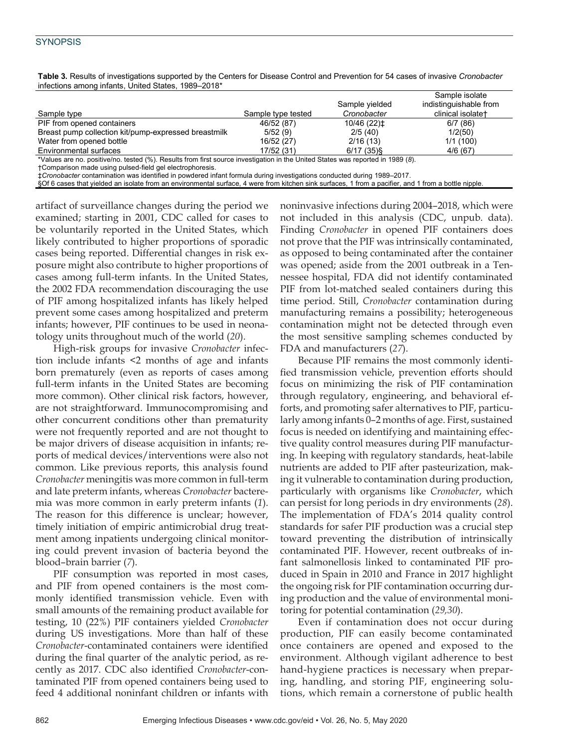**Table 3.** Results of investigations supported by the Centers for Disease Control and Prevention for 54 cases of invasive *Cronobacter* infections among infants, United States, 1989–2018*

| Sample type | Sample type tested | Sample yielded *Cronobacter* | Sample isolate indistinguishable from clinical isolate† |
|---|---|---|---|
| PIF from opened containers | 46/52 (87) | 10/46 (22)‡ | 6/7 (86) |
| Breast pump collection kit/pump-expressed breastmilk | 5/52 (9) | 2/5 (40) | 1/2(50) |
| Water from opened bottle | 16/52 (27) | 2/16 (13) | 1/1 (100) |
| Environmental surfaces | 17/52 (31) | 6/17 (35)§ | 4/6 (67) |

*Values are no. positive/no. tested (%). Results from first source investigation in the United States was reported in 1989 (*8*).
†Comparison made using pulsed-field gel electrophoresis.
‡*Cronobacter* contamination was identified in powdered infant formula during investigations conducted during 1989–2017.
§Of 6 cases that yielded an isolate from an environmental surface, 4 were from kitchen sink surfaces, 1 from a pacifier, and 1 from a bottle nipple.

artifact of surveillance changes during the period we examined; starting in 2001, CDC called for cases to be voluntarily reported in the United States, which likely contributed to higher proportions of sporadic cases being reported. Differential changes in risk exposure might also contribute to higher proportions of cases among full-term infants. In the United States, the 2002 FDA recommendation discouraging the use of PIF among hospitalized infants has likely helped prevent some cases among hospitalized and preterm infants; however, PIF continues to be used in neonatology units throughout much of the world (*20*).

High-risk groups for invasive *Cronobacter* infection include infants <2 months of age and infants born prematurely (even as reports of cases among full-term infants in the United States are becoming more common). Other clinical risk factors, however, are not straightforward. Immunocompromising and other concurrent conditions other than prematurity were not frequently reported and are not thought to be major drivers of disease acquisition in infants; reports of medical devices/interventions were also not common. Like previous reports, this analysis found *Cronobacter* meningitis was more common in full-term and late preterm infants, whereas *Cronobacter* bacteremia was more common in early preterm infants (*1*). The reason for this difference is unclear; however, timely initiation of empiric antimicrobial drug treatment among inpatients undergoing clinical monitoring could prevent invasion of bacteria beyond the blood–brain barrier (*7*).

PIF consumption was reported in most cases, and PIF from opened containers is the most commonly identified transmission vehicle. Even with small amounts of the remaining product available for testing, 10 (22%) PIF containers yielded *Cronobacter* during US investigations. More than half of these *Cronobacter*-contaminated containers were identified during the final quarter of the analytic period, as recently as 2017. CDC also identified *Cronobacter*-contaminated PIF from opened containers being used to feed 4 additional noninfant children or infants with noninvasive infections during 2004–2018, which were not included in this analysis (CDC, unpub. data). Finding *Cronobacter* in opened PIF containers does not prove that the PIF was intrinsically contaminated, as opposed to being contaminated after the container was opened; aside from the 2001 outbreak in a Tennessee hospital, FDA did not identify contaminated PIF from lot-matched sealed containers during this time period. Still, *Cronobacter* contamination during manufacturing remains a possibility; heterogeneous contamination might not be detected through even the most sensitive sampling schemes conducted by FDA and manufacturers (*27*).

Because PIF remains the most commonly identified transmission vehicle, prevention efforts should focus on minimizing the risk of PIF contamination through regulatory, engineering, and behavioral efforts, and promoting safer alternatives to PIF, particularly among infants 0–2 months of age. First, sustained focus is needed on identifying and maintaining effective quality control measures during PIF manufacturing. In keeping with regulatory standards, heat-labile nutrients are added to PIF after pasteurization, making it vulnerable to contamination during production, particularly with organisms like *Cronobacter*, which can persist for long periods in dry environments (*28*). The implementation of FDA's 2014 quality control standards for safer PIF production was a crucial step toward preventing the distribution of intrinsically contaminated PIF. However, recent outbreaks of infant salmonellosis linked to contaminated PIF produced in Spain in 2010 and France in 2017 highlight the ongoing risk for PIF contamination occurring during production and the value of environmental monitoring for potential contamination (*29,30*).

Even if contamination does not occur during production, PIF can easily become contaminated once containers are opened and exposed to the environment. Although vigilant adherence to best hand-hygiene practices is necessary when preparing, handling, and storing PIF, engineering solutions, which remain a cornerstone of public health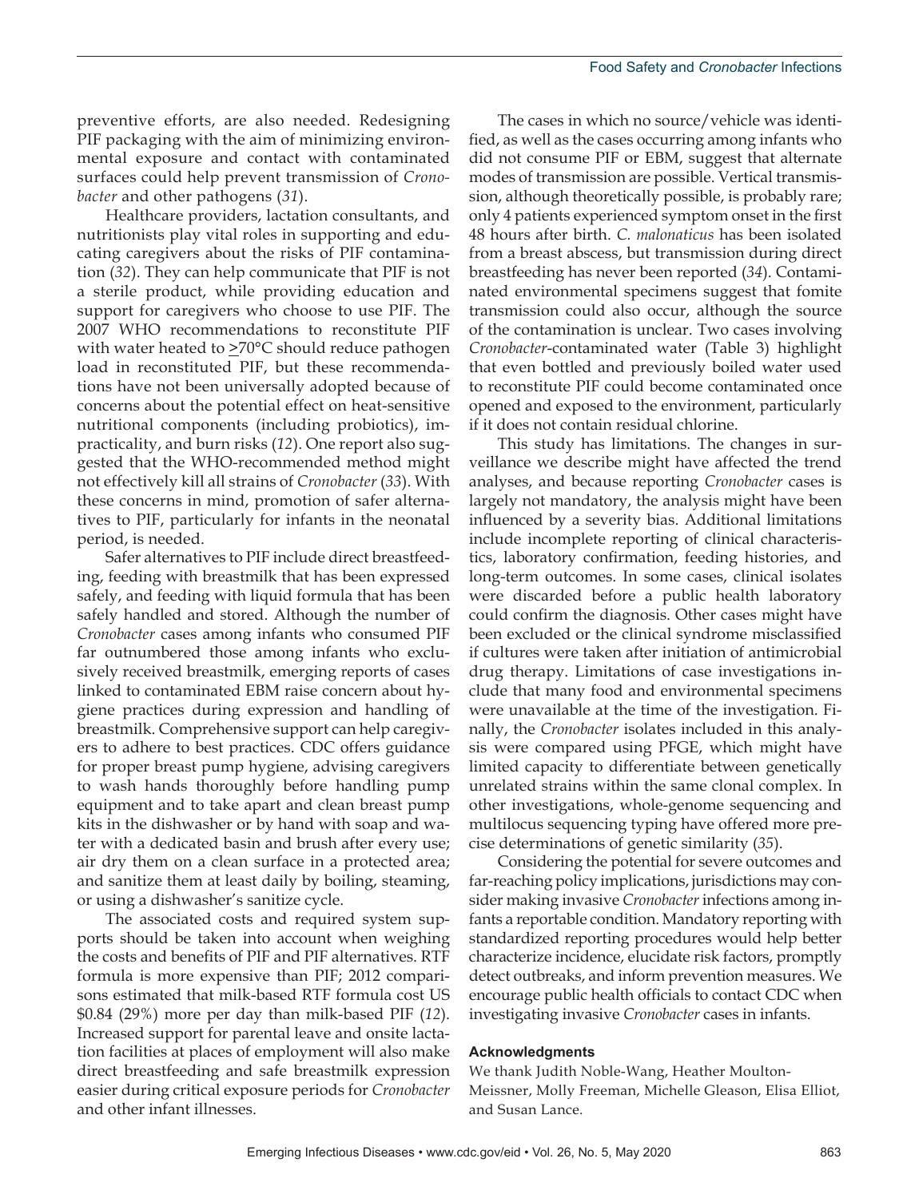preventive efforts, are also needed. Redesigning PIF packaging with the aim of minimizing environmental exposure and contact with contaminated surfaces could help prevent transmission of *Cronobacter* and other pathogens (*31*).

Healthcare providers, lactation consultants, and nutritionists play vital roles in supporting and educating caregivers about the risks of PIF contamination (*32*). They can help communicate that PIF is not a sterile product, while providing education and support for caregivers who choose to use PIF. The 2007 WHO recommendations to reconstitute PIF with water heated to ≥70°C should reduce pathogen load in reconstituted PIF, but these recommendations have not been universally adopted because of concerns about the potential effect on heat-sensitive nutritional components (including probiotics), impracticality, and burn risks (*12*). One report also suggested that the WHO-recommended method might not effectively kill all strains of *Cronobacter* (*33*). With these concerns in mind, promotion of safer alternatives to PIF, particularly for infants in the neonatal period, is needed.

Safer alternatives to PIF include direct breastfeeding, feeding with breastmilk that has been expressed safely, and feeding with liquid formula that has been safely handled and stored. Although the number of *Cronobacter* cases among infants who consumed PIF far outnumbered those among infants who exclusively received breastmilk, emerging reports of cases linked to contaminated EBM raise concern about hygiene practices during expression and handling of breastmilk. Comprehensive support can help caregivers to adhere to best practices. CDC offers guidance for proper breast pump hygiene, advising caregivers to wash hands thoroughly before handling pump equipment and to take apart and clean breast pump kits in the dishwasher or by hand with soap and water with a dedicated basin and brush after every use; air dry them on a clean surface in a protected area; and sanitize them at least daily by boiling, steaming, or using a dishwasher's sanitize cycle.

The associated costs and required system supports should be taken into account when weighing the costs and benefits of PIF and PIF alternatives. RTF formula is more expensive than PIF; 2012 comparisons estimated that milk-based RTF formula cost US $0.84 (29%) more per day than milk-based PIF (*12*). Increased support for parental leave and onsite lactation facilities at places of employment will also make direct breastfeeding and safe breastmilk expression easier during critical exposure periods for *Cronobacter* and other infant illnesses.

The cases in which no source/vehicle was identified, as well as the cases occurring among infants who did not consume PIF or EBM, suggest that alternate modes of transmission are possible. Vertical transmission, although theoretically possible, is probably rare; only 4 patients experienced symptom onset in the first 48 hours after birth. *C. malonaticus* has been isolated from a breast abscess, but transmission during direct breastfeeding has never been reported (*34*). Contaminated environmental specimens suggest that fomite transmission could also occur, although the source of the contamination is unclear. Two cases involving *Cronobacter*-contaminated water (Table 3) highlight that even bottled and previously boiled water used to reconstitute PIF could become contaminated once opened and exposed to the environment, particularly if it does not contain residual chlorine.

This study has limitations. The changes in surveillance we describe might have affected the trend analyses, and because reporting *Cronobacter* cases is largely not mandatory, the analysis might have been influenced by a severity bias. Additional limitations include incomplete reporting of clinical characteristics, laboratory confirmation, feeding histories, and long-term outcomes. In some cases, clinical isolates were discarded before a public health laboratory could confirm the diagnosis. Other cases might have been excluded or the clinical syndrome misclassified if cultures were taken after initiation of antimicrobial drug therapy. Limitations of case investigations include that many food and environmental specimens were unavailable at the time of the investigation. Finally, the *Cronobacter* isolates included in this analysis were compared using PFGE, which might have limited capacity to differentiate between genetically unrelated strains within the same clonal complex. In other investigations, whole-genome sequencing and multilocus sequencing typing have offered more precise determinations of genetic similarity (*35*).

Considering the potential for severe outcomes and far-reaching policy implications, jurisdictions may consider making invasive *Cronobacter* infections among infants a reportable condition. Mandatory reporting with standardized reporting procedures would help better characterize incidence, elucidate risk factors, promptly detect outbreaks, and inform prevention measures. We encourage public health officials to contact CDC when investigating invasive *Cronobacter* cases in infants.

#### Acknowledgments

We thank Judith Noble-Wang, Heather Moulton-Meissner, Molly Freeman, Michelle Gleason, Elisa Elliot, and Susan Lance.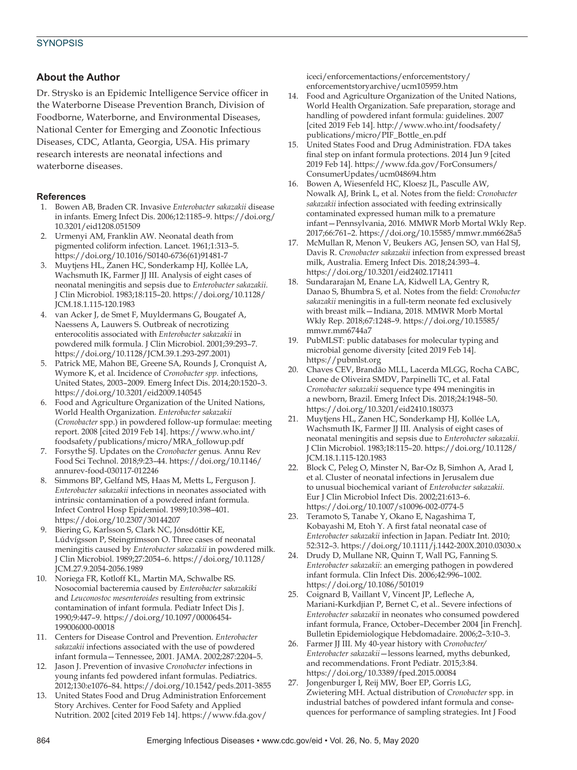## About the Author

Dr. Strysko is an Epidemic Intelligence Service officer in the Waterborne Disease Prevention Branch, Division of Foodborne, Waterborne, and Environmental Diseases, National Center for Emerging and Zoonotic Infectious Diseases, CDC, Atlanta, Georgia, USA. His primary research interests are neonatal infections and waterborne diseases.

### References

1. Bowen AB, Braden CR. Invasive *Enterobacter sakazakii* disease in infants. Emerg Infect Dis. 2006;12:1185–9. https://doi.org/10.3201/eid1208.051509
2. Urmenyi AM, Franklin AW. Neonatal death from pigmented coliform infection. Lancet. 1961;1:313–5. https://doi.org/10.1016/S0140-6736(61)91481-7
3. Muytjens HL, Zanen HC, Sonderkamp HJ, Kollée LA, Wachsmuth IK, Farmer JJ III. Analysis of eight cases of neonatal meningitis and sepsis due to *Enterobacter sakazakii.* J Clin Microbiol. 1983;18:115–20. https://doi.org/10.1128/JCM.18.1.115-120.1983
4. van Acker J, de Smet F, Muyldermans G, Bougatef A, Naessens A, Lauwers S. Outbreak of necrotizing enterocolitis associated with *Enterobacter sakazakii* in powdered milk formula. J Clin Microbiol. 2001;39:293–7. https://doi.org/10.1128/JCM.39.1.293-297.2001)
5. Patrick ME, Mahon BE, Greene SA, Rounds J, Cronquist A, Wymore K, et al. Incidence of *Cronobacter spp.* infections, United States, 2003–2009. Emerg Infect Dis. 2014;20:1520–3. https://doi.org/10.3201/eid2009.140545
6. Food and Agriculture Organization of the United Nations, World Health Organization. *Enterobacter sakazakii* (*Cronobacter* spp.) in powdered follow-up formulae: meeting report. 2008 [cited 2019 Feb 14]. https://www.who.int/foodsafety/publications/micro/MRA_followup.pdf
7. Forsythe SJ. Updates on the *Cronobacter* genus. Annu Rev Food Sci Technol. 2018;9:23–44. https://doi.org/10.1146/annurev-food-030117-012246
8. Simmons BP, Gelfand MS, Haas M, Metts L, Ferguson J. *Enterobacter sakazakii* infections in neonates associated with intrinsic contamination of a powdered infant formula. Infect Control Hosp Epidemiol. 1989;10:398–401. https://doi.org/10.2307/30144207
9. Biering G, Karlsson S, Clark NC, Jónsdóttir KE, Lúdvígsson P, Steingrímsson O. Three cases of neonatal meningitis caused by *Enterobacter sakazakii* in powdered milk. J Clin Microbiol. 1989;27:2054–6. https://doi.org/10.1128/JCM.27.9.2054-2056.1989
10. Noriega FR, Kotloff KL, Martin MA, Schwalbe RS. Nosocomial bacteremia caused by *Enterobacter sakazakiki* and *Leuconostoc mesenteroides* resulting from extrinsic contamination of infant formula. Pediatr Infect Dis J. 1990;9:447–9. https://doi.org/10.1097/00006454-199006000-00018
11. Centers for Disease Control and Prevention. *Enterobacter sakazakii* infections associated with the use of powdered infant formula—Tennessee, 2001. JAMA. 2002;287:2204–5.
12. Jason J. Prevention of invasive *Cronobacter* infections in young infants fed powdered infant formulas. Pediatrics. 2012;130:e1076–84. https://doi.org/10.1542/peds.2011-3855
13. United States Food and Drug Administration Enforcement Story Archives. Center for Food Safety and Applied Nutrition. 2002 [cited 2019 Feb 14]. https://www.fda.gov/iceci/enforcementactions/enforcementstory/enforcementstoryarchive/ucm105959.htm
14. Food and Agriculture Organization of the United Nations, World Health Organization. Safe preparation, storage and handling of powdered infant formula: guidelines. 2007 [cited 2019 Feb 14]. http://www.who.int/foodsafety/publications/micro/PIF_Bottle_en.pdf
15. United States Food and Drug Administration. FDA takes final step on infant formula protections. 2014 Jun 9 [cited 2019 Feb 14]. https://www.fda.gov/ForConsumers/ConsumerUpdates/ucm048694.htm
16. Bowen A, Wiesenfeld HC, Kloesz JL, Pasculle AW, Nowalk AJ, Brink L, et al. Notes from the field: *Cronobacter sakazakii* infection associated with feeding extrinsically contaminated expressed human milk to a premature infant—Pennsylvania, 2016. MMWR Morb Mortal Wkly Rep. 2017;66:761–2. https://doi.org/10.15585/mmwr.mm6628a5
17. McMullan R, Menon V, Beukers AG, Jensen SO, van Hal SJ, Davis R. *Cronobacter sakazakii* infection from expressed breast milk, Australia. Emerg Infect Dis. 2018;24:393–4. https://doi.org/10.3201/eid2402.171411
18. Sundararajan M, Enane LA, Kidwell LA, Gentry R, Danao S, Bhumbra S, et al. Notes from the field: *Cronobacter sakazakii* meningitis in a full-term neonate fed exclusively with breast milk—Indiana, 2018. MMWR Morb Mortal Wkly Rep. 2018;67:1248–9. https://doi.org/10.15585/mmwr.mm6744a7
19. PubMLST: public databases for molecular typing and microbial genome diversity [cited 2019 Feb 14]. https://pubmlst.org
20. Chaves CEV, Brandão MLL, Lacerda MLGG, Rocha CABC, Leone de Oliveira SMDV, Parpinelli TC, et al. Fatal *Cronobacter sakazakii* sequence type 494 meningitis in a newborn, Brazil. Emerg Infect Dis. 2018;24:1948–50. https://doi.org/10.3201/eid2410.180373
21. Muytjens HL, Zanen HC, Sonderkamp HJ, Kollée LA, Wachsmuth IK, Farmer JJ III. Analysis of eight cases of neonatal meningitis and sepsis due to *Enterobacter sakazakii.* J Clin Microbiol. 1983;18:115–20. https://doi.org/10.1128/JCM.18.1.115-120.1983
22. Block C, Peleg O, Minster N, Bar-Oz B, Simhon A, Arad I, et al. Cluster of neonatal infections in Jerusalem due to unusual biochemical variant of *Enterobacter sakazakii.* Eur J Clin Microbiol Infect Dis. 2002;21:613–6. https://doi.org/10.1007/s10096-002-0774-5
23. Teramoto S, Tanabe Y, Okano E, Nagashima T, Kobayashi M, Etoh Y. A first fatal neonatal case of *Enterobacter sakazakii* infection in Japan. Pediatr Int. 2010; 52:312–3. https://doi.org/10.1111/j.1442-200X.2010.03030.x
24. Drudy D, Mullane NR, Quinn T, Wall PG, Fanning S. *Enterobacter sakazakii*: an emerging pathogen in powdered infant formula. Clin Infect Dis. 2006;42:996–1002. https://doi.org/10.1086/501019
25. Coignard B, Vaillant V, Vincent JP, Lefleche A, Mariani-Kurkdjian P, Bernet C, et al.. Severe infections of *Enterobacter sakazakii* in neonates who consumed powdered infant formula, France, October–December 2004 [in French]. Bulletin Epidemiologique Hebdomadaire. 2006;2–3:10–3.
26. Farmer JJ III. My 40-year history with *Cronobacter/Enterobacter sakazakii*—lessons learned, myths debunked, and recommendations. Front Pediatr. 2015;3:84. https://doi.org/10.3389/fped.2015.00084
27. Jongenburger I, Reij MW, Boer EP, Gorris LG, Zwietering MH. Actual distribution of *Cronobacter* spp. in industrial batches of powdered infant formula and consequences for performance of sampling strategies. Int J Food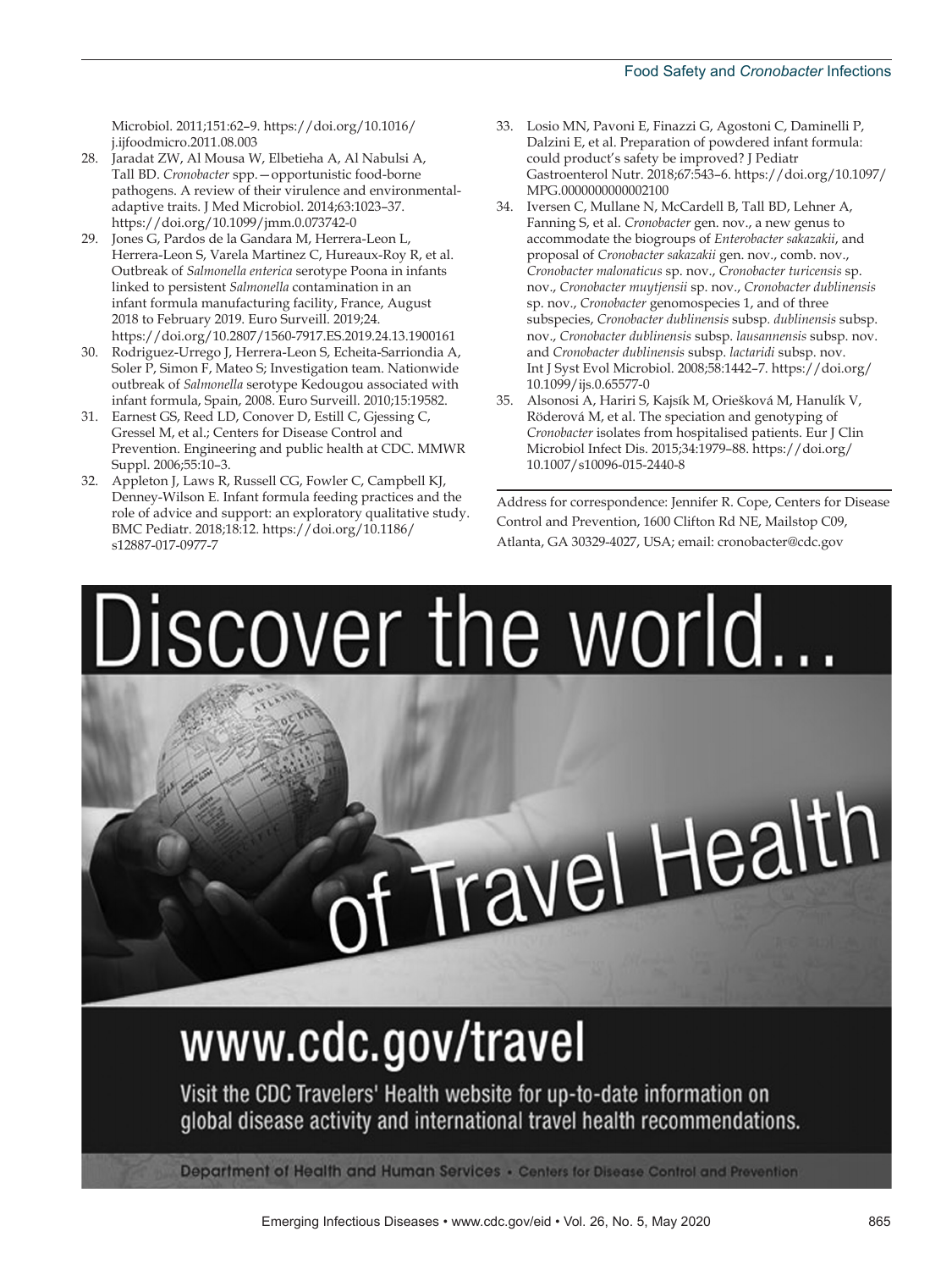Microbiol. 2011;151:62–9. https://doi.org/10.1016/j.ijfoodmicro.2011.08.003

28. Jaradat ZW, Al Mousa W, Elbetieha A, Al Nabulsi A, Tall BD. *Cronobacter* spp.—opportunistic food-borne pathogens. A review of their virulence and environmental-adaptive traits. J Med Microbiol. 2014;63:1023–37. https://doi.org/10.1099/jmm.0.073742-0
29. Jones G, Pardos de la Gandara M, Herrera-Leon L, Herrera-Leon S, Varela Martinez C, Hureaux-Roy R, et al. Outbreak of *Salmonella enterica* serotype Poona in infants linked to persistent *Salmonella* contamination in an infant formula manufacturing facility, France, August 2018 to February 2019. Euro Surveill. 2019;24. https://doi.org/10.2807/1560-7917.ES.2019.24.13.1900161
30. Rodriguez-Urrego J, Herrera-Leon S, Echeita-Sarriondia A, Soler P, Simon F, Mateo S; Investigation team. Nationwide outbreak of *Salmonella* serotype Kedougou associated with infant formula, Spain, 2008. Euro Surveill. 2010;15:19582.
31. Earnest GS, Reed LD, Conover D, Estill C, Gjessing C, Gressel M, et al.; Centers for Disease Control and Prevention. Engineering and public health at CDC. MMWR Suppl. 2006;55:10–3.
32. Appleton J, Laws R, Russell CG, Fowler C, Campbell KJ, Denney-Wilson E. Infant formula feeding practices and the role of advice and support: an exploratory qualitative study. BMC Pediatr. 2018;18:12. https://doi.org/10.1186/s12887-017-0977-7
33. Losio MN, Pavoni E, Finazzi G, Agostoni C, Daminelli P, Dalzini E, et al. Preparation of powdered infant formula: could product's safety be improved? J Pediatr Gastroenterol Nutr. 2018;67:543–6. https://doi.org/10.1097/MPG.0000000000002100
34. Iversen C, Mullane N, McCardell B, Tall BD, Lehner A, Fanning S, et al. *Cronobacter* gen. nov., a new genus to accommodate the biogroups of *Enterobacter sakazakii*, and proposal of *Cronobacter sakazakii* gen. nov., comb. nov., *Cronobacter malonaticus* sp. nov., *Cronobacter turicensis* sp. nov., *Cronobacter muytjensii* sp. nov., *Cronobacter dublinensis* sp. nov., *Cronobacter* genomospecies 1, and of three subspecies, *Cronobacter dublinensis* subsp. *dublinensis* subsp. nov., *Cronobacter dublinensis* subsp. *lausannensis* subsp. nov. and *Cronobacter dublinensis* subsp. *lactaridi* subsp. nov. Int J Syst Evol Microbiol. 2008;58:1442–7. https://doi.org/10.1099/ijs.0.65577-0
35. Alsonosi A, Hariri S, Kajsík M, Oriešková M, Hanulík V, Röderová M, et al. The speciation and genotyping of *Cronobacter* isolates from hospitalised patients. Eur J Clin Microbiol Infect Dis. 2015;34:1979–88. https://doi.org/10.1007/s10096-015-2440-8

Address for correspondence: Jennifer R. Cope, Centers for Disease Control and Prevention, 1600 Clifton Rd NE, Mailstop C09, Atlanta, GA 30329-4027, USA; email: cronobacter@cdc.gov

Discover the world... of Travel Health

www.cdc.gov/travel

Visit the CDC Travelers' Health website for up-to-date information on global disease activity and international travel health recommendations.

Department of Health and Human Services • Centers for Disease Control and Prevention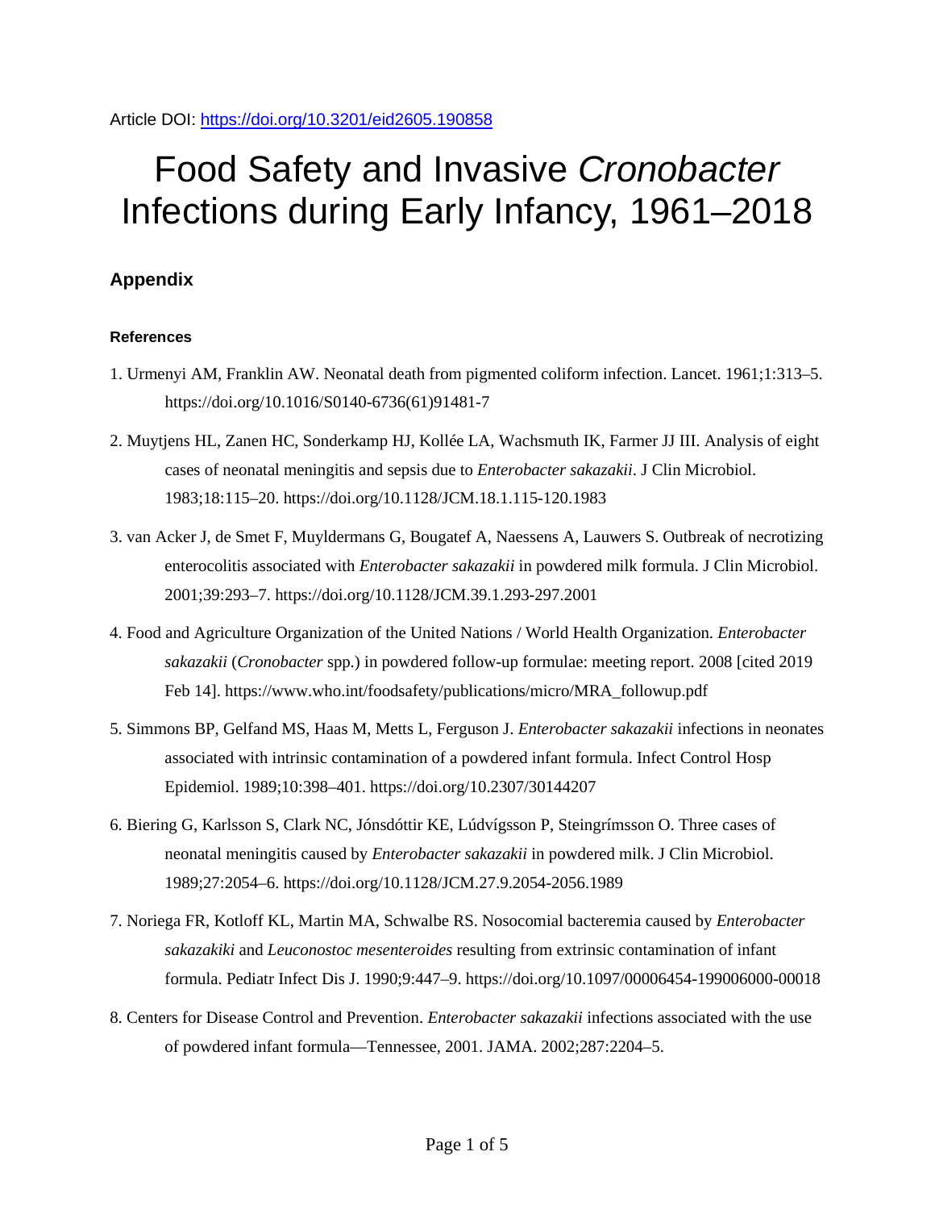Article DOI: https://doi.org/10.3201/eid2605.190858

# Food Safety and Invasive *Cronobacter* Infections during Early Infancy, 1961–2018

## Appendix

### References

1. Urmenyi AM, Franklin AW. Neonatal death from pigmented coliform infection. Lancet. 1961;1:313–5. https://doi.org/10.1016/S0140-6736(61)91481-7

2. Muytjens HL, Zanen HC, Sonderkamp HJ, Kollée LA, Wachsmuth IK, Farmer JJ III. Analysis of eight cases of neonatal meningitis and sepsis due to *Enterobacter sakazakii*. J Clin Microbiol. 1983;18:115–20. https://doi.org/10.1128/JCM.18.1.115-120.1983

3. van Acker J, de Smet F, Muyldermans G, Bougatef A, Naessens A, Lauwers S. Outbreak of necrotizing enterocolitis associated with *Enterobacter sakazakii* in powdered milk formula. J Clin Microbiol. 2001;39:293–7. https://doi.org/10.1128/JCM.39.1.293-297.2001

4. Food and Agriculture Organization of the United Nations / World Health Organization. *Enterobacter sakazakii* (*Cronobacter* spp.) in powdered follow-up formulae: meeting report. 2008 [cited 2019 Feb 14]. https://www.who.int/foodsafety/publications/micro/MRA_followup.pdf

5. Simmons BP, Gelfand MS, Haas M, Metts L, Ferguson J. *Enterobacter sakazakii* infections in neonates associated with intrinsic contamination of a powdered infant formula. Infect Control Hosp Epidemiol. 1989;10:398–401. https://doi.org/10.2307/30144207

6. Biering G, Karlsson S, Clark NC, Jónsdóttir KE, Lúdvígsson P, Steingrímsson O. Three cases of neonatal meningitis caused by *Enterobacter sakazakii* in powdered milk. J Clin Microbiol. 1989;27:2054–6. https://doi.org/10.1128/JCM.27.9.2054-2056.1989

7. Noriega FR, Kotloff KL, Martin MA, Schwalbe RS. Nosocomial bacteremia caused by *Enterobacter sakazakiki* and *Leuconostoc mesenteroides* resulting from extrinsic contamination of infant formula. Pediatr Infect Dis J. 1990;9:447–9. https://doi.org/10.1097/00006454-199006000-00018

8. Centers for Disease Control and Prevention. *Enterobacter sakazakii* infections associated with the use of powdered infant formula—Tennessee, 2001. JAMA. 2002;287:2204–5.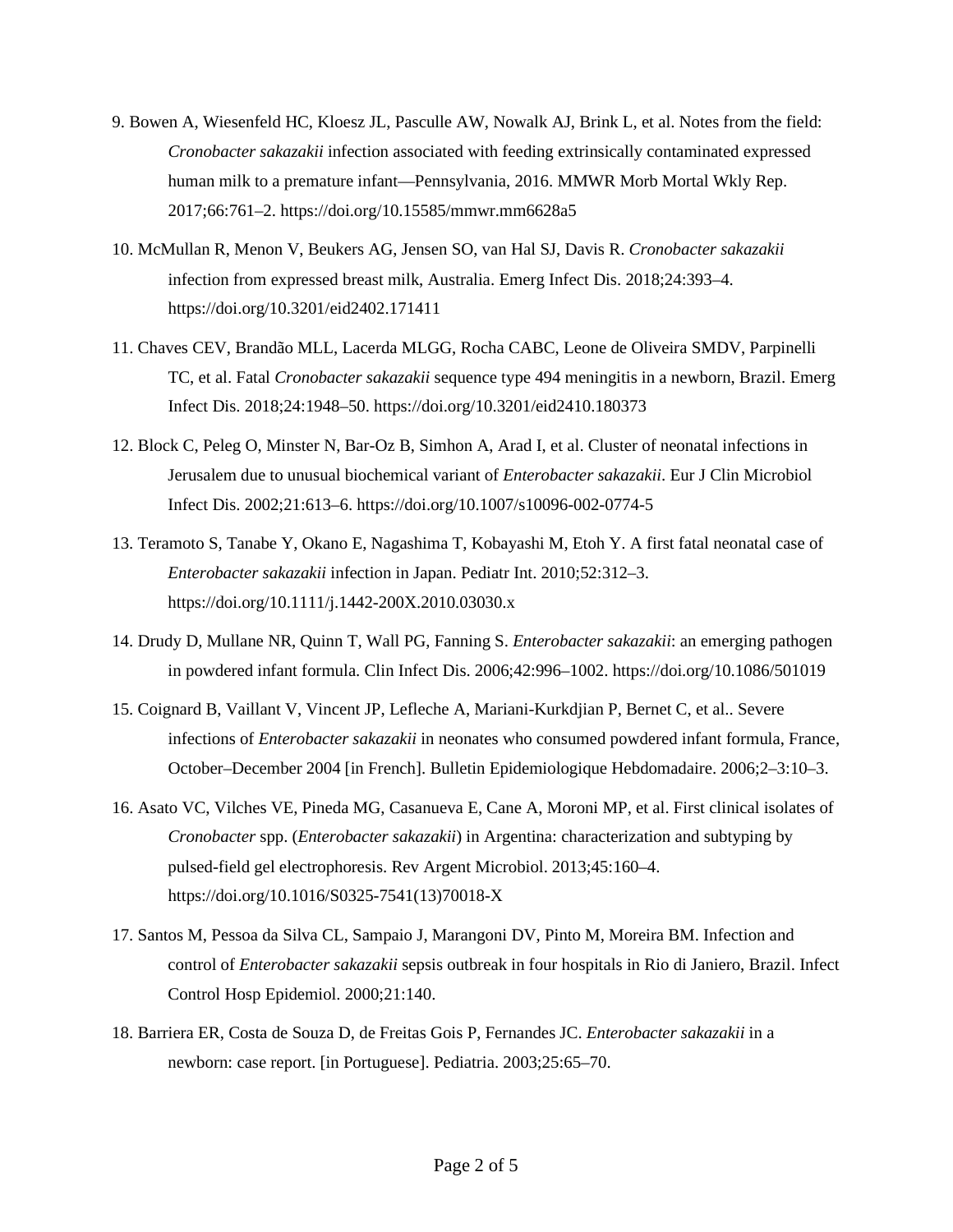9. Bowen A, Wiesenfeld HC, Kloesz JL, Pasculle AW, Nowalk AJ, Brink L, et al. Notes from the field: *Cronobacter sakazakii* infection associated with feeding extrinsically contaminated expressed human milk to a premature infant—Pennsylvania, 2016. MMWR Morb Mortal Wkly Rep. 2017;66:761–2. https://doi.org/10.15585/mmwr.mm6628a5

10. McMullan R, Menon V, Beukers AG, Jensen SO, van Hal SJ, Davis R. *Cronobacter sakazakii* infection from expressed breast milk, Australia. Emerg Infect Dis. 2018;24:393–4. https://doi.org/10.3201/eid2402.171411

11. Chaves CEV, Brandão MLL, Lacerda MLGG, Rocha CABC, Leone de Oliveira SMDV, Parpinelli TC, et al. Fatal *Cronobacter sakazakii* sequence type 494 meningitis in a newborn, Brazil. Emerg Infect Dis. 2018;24:1948–50. https://doi.org/10.3201/eid2410.180373

12. Block C, Peleg O, Minster N, Bar-Oz B, Simhon A, Arad I, et al. Cluster of neonatal infections in Jerusalem due to unusual biochemical variant of *Enterobacter sakazakii*. Eur J Clin Microbiol Infect Dis. 2002;21:613–6. https://doi.org/10.1007/s10096-002-0774-5

13. Teramoto S, Tanabe Y, Okano E, Nagashima T, Kobayashi M, Etoh Y. A first fatal neonatal case of *Enterobacter sakazakii* infection in Japan. Pediatr Int. 2010;52:312–3. https://doi.org/10.1111/j.1442-200X.2010.03030.x

14. Drudy D, Mullane NR, Quinn T, Wall PG, Fanning S. *Enterobacter sakazakii*: an emerging pathogen in powdered infant formula. Clin Infect Dis. 2006;42:996–1002. https://doi.org/10.1086/501019

15. Coignard B, Vaillant V, Vincent JP, Lefleche A, Mariani-Kurkdjian P, Bernet C, et al.. Severe infections of *Enterobacter sakazakii* in neonates who consumed powdered infant formula, France, October–December 2004 [in French]. Bulletin Epidemiologique Hebdomadaire. 2006;2–3:10–3.

16. Asato VC, Vilches VE, Pineda MG, Casanueva E, Cane A, Moroni MP, et al. First clinical isolates of *Cronobacter* spp. (*Enterobacter sakazakii*) in Argentina: characterization and subtyping by pulsed-field gel electrophoresis. Rev Argent Microbiol. 2013;45:160–4. https://doi.org/10.1016/S0325-7541(13)70018-X

17. Santos M, Pessoa da Silva CL, Sampaio J, Marangoni DV, Pinto M, Moreira BM. Infection and control of *Enterobacter sakazakii* sepsis outbreak in four hospitals in Rio di Janiero, Brazil. Infect Control Hosp Epidemiol. 2000;21:140.

18. Barriera ER, Costa de Souza D, de Freitas Gois P, Fernandes JC. *Enterobacter sakazakii* in a newborn: case report. [in Portuguese]. Pediatria. 2003;25:65–70.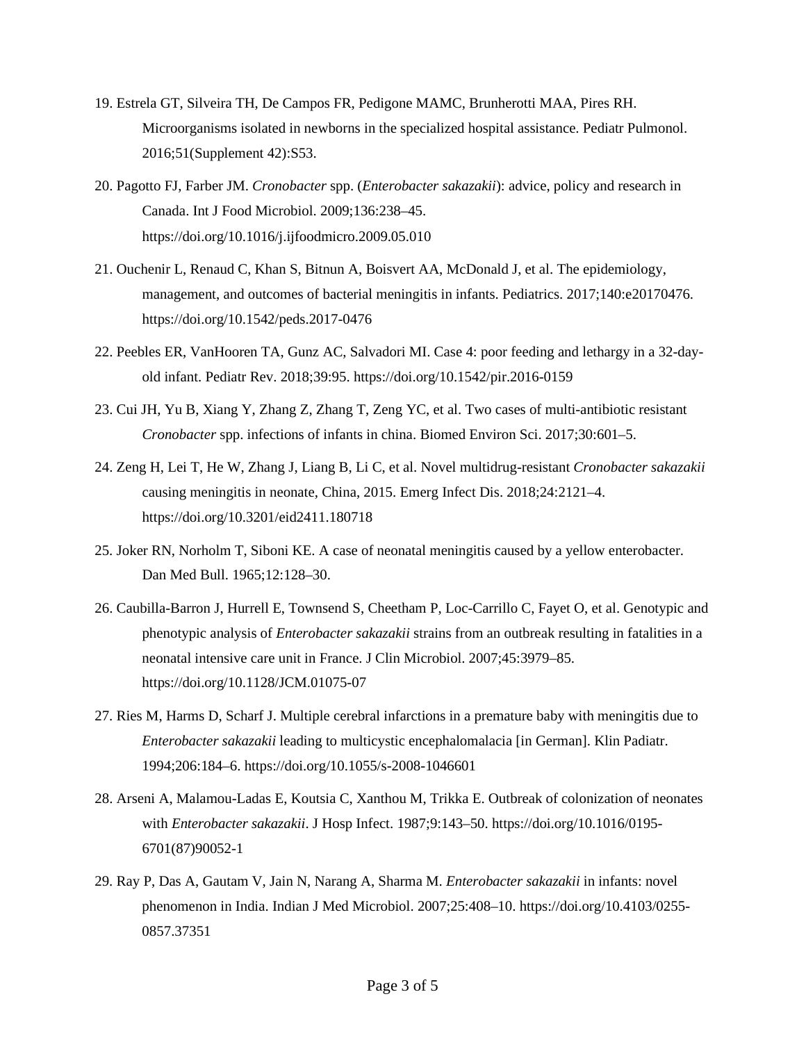19. Estrela GT, Silveira TH, De Campos FR, Pedigone MAMC, Brunherotti MAA, Pires RH. Microorganisms isolated in newborns in the specialized hospital assistance. Pediatr Pulmonol. 2016;51(Supplement 42):S53.

20. Pagotto FJ, Farber JM. *Cronobacter* spp. (*Enterobacter sakazakii*): advice, policy and research in Canada. Int J Food Microbiol. 2009;136:238–45. https://doi.org/10.1016/j.ijfoodmicro.2009.05.010

21. Ouchenir L, Renaud C, Khan S, Bitnun A, Boisvert AA, McDonald J, et al. The epidemiology, management, and outcomes of bacterial meningitis in infants. Pediatrics. 2017;140:e20170476. https://doi.org/10.1542/peds.2017-0476

22. Peebles ER, VanHooren TA, Gunz AC, Salvadori MI. Case 4: poor feeding and lethargy in a 32-day-old infant. Pediatr Rev. 2018;39:95. https://doi.org/10.1542/pir.2016-0159

23. Cui JH, Yu B, Xiang Y, Zhang Z, Zhang T, Zeng YC, et al. Two cases of multi-antibiotic resistant *Cronobacter* spp. infections of infants in china. Biomed Environ Sci. 2017;30:601–5.

24. Zeng H, Lei T, He W, Zhang J, Liang B, Li C, et al. Novel multidrug-resistant *Cronobacter sakazakii* causing meningitis in neonate, China, 2015. Emerg Infect Dis. 2018;24:2121–4. https://doi.org/10.3201/eid2411.180718

25. Joker RN, Norholm T, Siboni KE. A case of neonatal meningitis caused by a yellow enterobacter. Dan Med Bull. 1965;12:128–30.

26. Caubilla-Barron J, Hurrell E, Townsend S, Cheetham P, Loc-Carrillo C, Fayet O, et al. Genotypic and phenotypic analysis of *Enterobacter sakazakii* strains from an outbreak resulting in fatalities in a neonatal intensive care unit in France. J Clin Microbiol. 2007;45:3979–85. https://doi.org/10.1128/JCM.01075-07

27. Ries M, Harms D, Scharf J. Multiple cerebral infarctions in a premature baby with meningitis due to *Enterobacter sakazakii* leading to multicystic encephalomalacia [in German]. Klin Padiatr. 1994;206:184–6. https://doi.org/10.1055/s-2008-1046601

28. Arseni A, Malamou-Ladas E, Koutsia C, Xanthou M, Trikka E. Outbreak of colonization of neonates with *Enterobacter sakazakii*. J Hosp Infect. 1987;9:143–50. https://doi.org/10.1016/0195-6701(87)90052-1

29. Ray P, Das A, Gautam V, Jain N, Narang A, Sharma M. *Enterobacter sakazakii* in infants: novel phenomenon in India. Indian J Med Microbiol. 2007;25:408–10. https://doi.org/10.4103/0255-0857.37351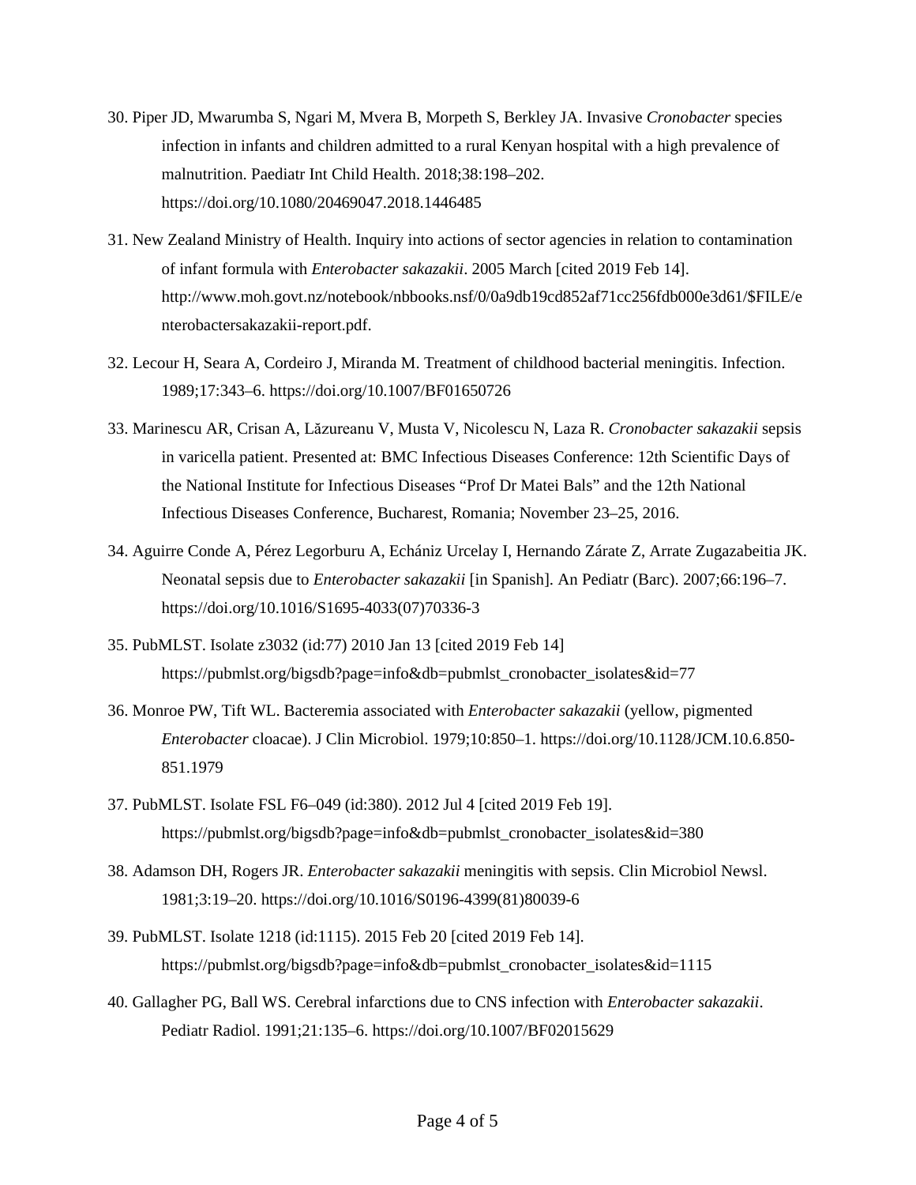30. Piper JD, Mwarumba S, Ngari M, Mvera B, Morpeth S, Berkley JA. Invasive *Cronobacter* species infection in infants and children admitted to a rural Kenyan hospital with a high prevalence of malnutrition. Paediatr Int Child Health. 2018;38:198–202. https://doi.org/10.1080/20469047.2018.1446485

31. New Zealand Ministry of Health. Inquiry into actions of sector agencies in relation to contamination of infant formula with *Enterobacter sakazakii*. 2005 March [cited 2019 Feb 14]. http://www.moh.govt.nz/notebook/nbbooks.nsf/0/0a9db19cd852af71cc256fdb000e3d61/$FILE/enterobactersakazakii-report.pdf.

32. Lecour H, Seara A, Cordeiro J, Miranda M. Treatment of childhood bacterial meningitis. Infection. 1989;17:343–6. https://doi.org/10.1007/BF01650726

33. Marinescu AR, Crisan A, Lăzureanu V, Musta V, Nicolescu N, Laza R. *Cronobacter sakazakii* sepsis in varicella patient. Presented at: BMC Infectious Diseases Conference: 12th Scientific Days of the National Institute for Infectious Diseases "Prof Dr Matei Bals" and the 12th National Infectious Diseases Conference, Bucharest, Romania; November 23–25, 2016.

34. Aguirre Conde A, Pérez Legorburu A, Echániz Urcelay I, Hernando Zárate Z, Arrate Zugazabeitia JK. Neonatal sepsis due to *Enterobacter sakazakii* [in Spanish]. An Pediatr (Barc). 2007;66:196–7. https://doi.org/10.1016/S1695-4033(07)70336-3

35. PubMLST. Isolate z3032 (id:77) 2010 Jan 13 [cited 2019 Feb 14] https://pubmlst.org/bigsdb?page=info&db=pubmlst_cronobacter_isolates&id=77

36. Monroe PW, Tift WL. Bacteremia associated with *Enterobacter sakazakii* (yellow, pigmented *Enterobacter* cloacae). J Clin Microbiol. 1979;10:850–1. https://doi.org/10.1128/JCM.10.6.850-851.1979

37. PubMLST. Isolate FSL F6–049 (id:380). 2012 Jul 4 [cited 2019 Feb 19]. https://pubmlst.org/bigsdb?page=info&db=pubmlst_cronobacter_isolates&id=380

38. Adamson DH, Rogers JR. *Enterobacter sakazakii* meningitis with sepsis. Clin Microbiol Newsl. 1981;3:19–20. https://doi.org/10.1016/S0196-4399(81)80039-6

39. PubMLST. Isolate 1218 (id:1115). 2015 Feb 20 [cited 2019 Feb 14]. https://pubmlst.org/bigsdb?page=info&db=pubmlst_cronobacter_isolates&id=1115

40. Gallagher PG, Ball WS. Cerebral infarctions due to CNS infection with *Enterobacter sakazakii*. Pediatr Radiol. 1991;21:135–6. https://doi.org/10.1007/BF02015629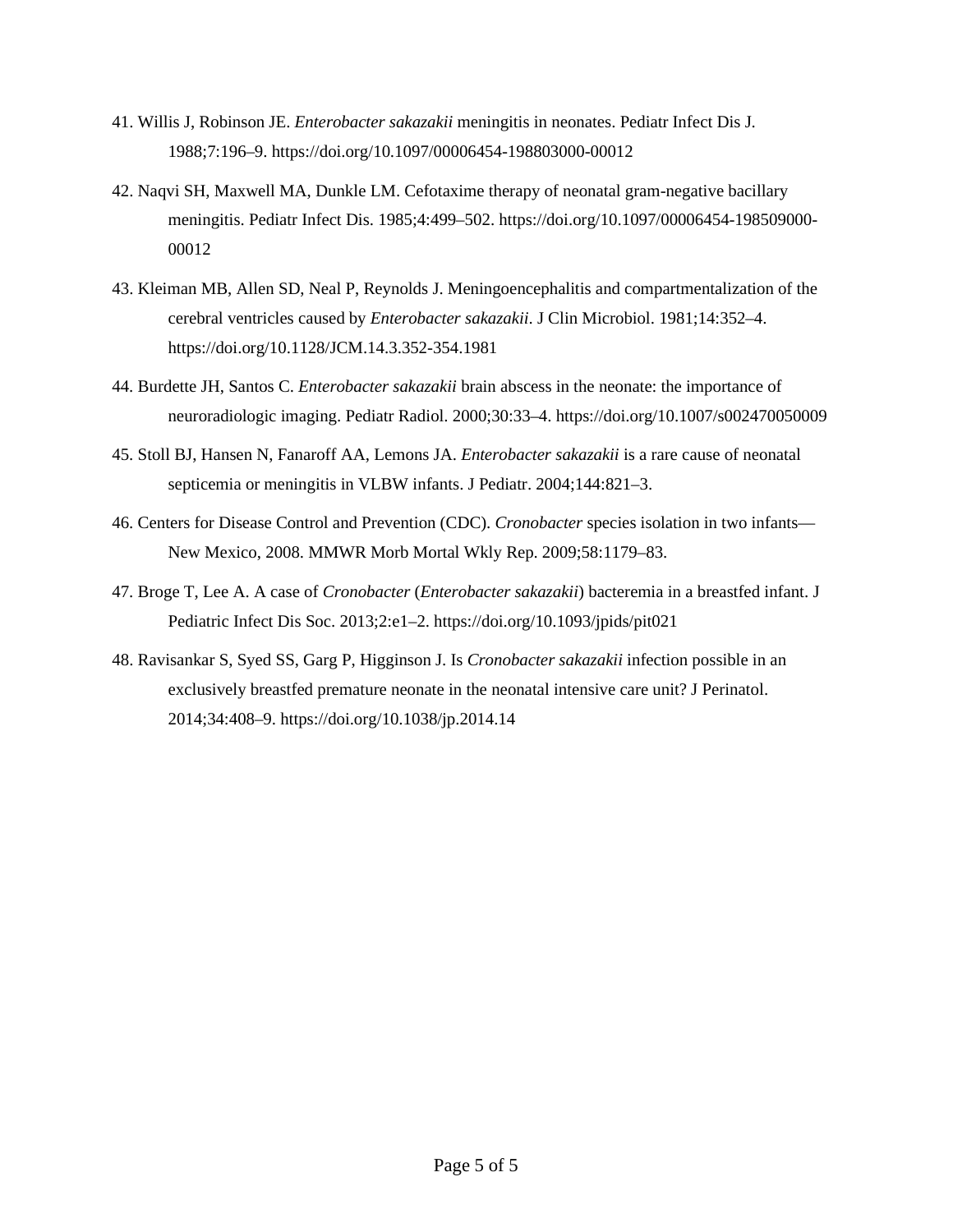41. Willis J, Robinson JE. *Enterobacter sakazakii* meningitis in neonates. Pediatr Infect Dis J. 1988;7:196–9. https://doi.org/10.1097/00006454-198803000-00012

42. Naqvi SH, Maxwell MA, Dunkle LM. Cefotaxime therapy of neonatal gram-negative bacillary meningitis. Pediatr Infect Dis. 1985;4:499–502. https://doi.org/10.1097/00006454-198509000-00012

43. Kleiman MB, Allen SD, Neal P, Reynolds J. Meningoencephalitis and compartmentalization of the cerebral ventricles caused by *Enterobacter sakazakii*. J Clin Microbiol. 1981;14:352–4. https://doi.org/10.1128/JCM.14.3.352-354.1981

44. Burdette JH, Santos C. *Enterobacter sakazakii* brain abscess in the neonate: the importance of neuroradiologic imaging. Pediatr Radiol. 2000;30:33–4. https://doi.org/10.1007/s002470050009

45. Stoll BJ, Hansen N, Fanaroff AA, Lemons JA. *Enterobacter sakazakii* is a rare cause of neonatal septicemia or meningitis in VLBW infants. J Pediatr. 2004;144:821–3.

46. Centers for Disease Control and Prevention (CDC). *Cronobacter* species isolation in two infants—New Mexico, 2008. MMWR Morb Mortal Wkly Rep. 2009;58:1179–83.

47. Broge T, Lee A. A case of *Cronobacter* (*Enterobacter sakazakii*) bacteremia in a breastfed infant. J Pediatric Infect Dis Soc. 2013;2:e1–2. https://doi.org/10.1093/jpids/pit021

48. Ravisankar S, Syed SS, Garg P, Higginson J. Is *Cronobacter sakazakii* infection possible in an exclusively breastfed premature neonate in the neonatal intensive care unit? J Perinatol. 2014;34:408–9. https://doi.org/10.1038/jp.2014.14